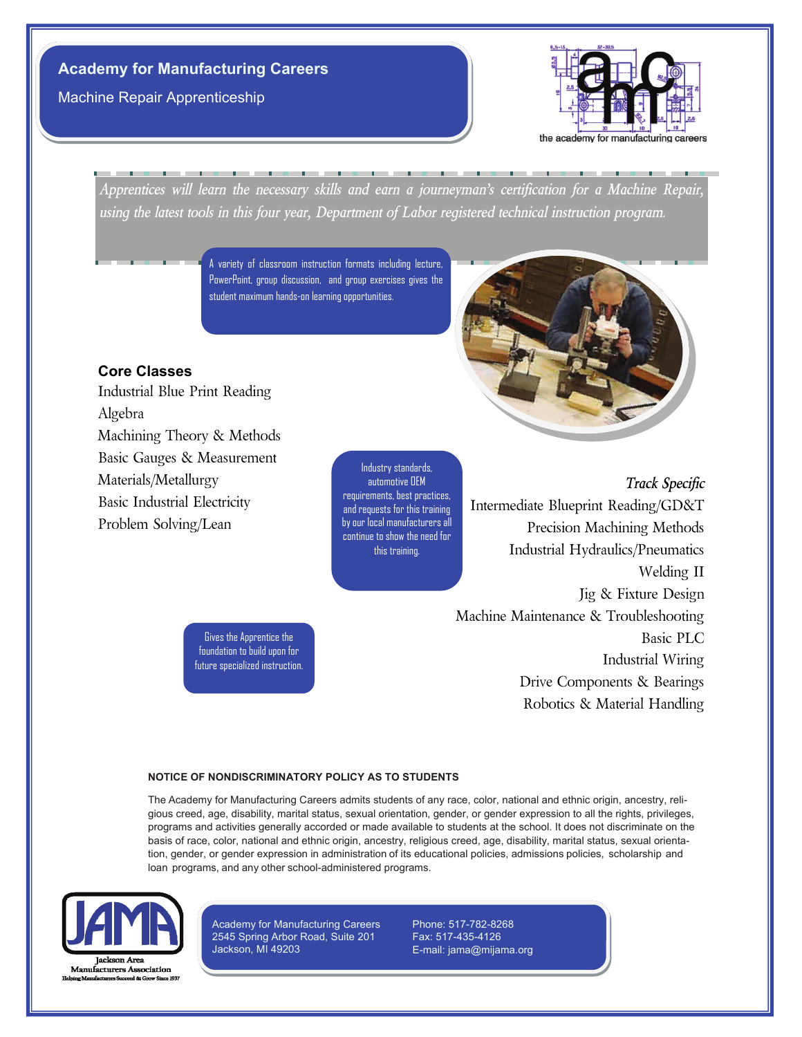# Academy for Manufacturing Careers

## Machine Repair Apprenticeship

the academy for manufacturing careers

*Apprentices will learn the necessary skills and earn a journeyman's certification for a Machine Repair, using the latest tools in this four year, Department of Labor registered technical instruction program.*

A variety of classroom instruction formats including lecture, PowerPoint, group discussion, and group exercises gives the student maximum hands-on learning opportunities.

### Core Classes

Industrial Blue Print Reading
Algebra
Machining Theory & Methods
Basic Gauges & Measurement
Materials/Metallurgy
Basic Industrial Electricity
Problem Solving/Lean

Industry standards, automotive OEM requirements, best practices, and requests for this training by our local manufacturers all continue to show the need for this training.

### *Track Specific*

Intermediate Blueprint Reading/GD&T
Precision Machining Methods
Industrial Hydraulics/Pneumatics
Welding II
Jig & Fixture Design
Machine Maintenance & Troubleshooting
Basic PLC
Industrial Wiring
Drive Components & Bearings
Robotics & Material Handling

Gives the Apprentice the foundation to build upon for future specialized instruction.

**NOTICE OF NONDISCRIMINATORY POLICY AS TO STUDENTS**

The Academy for Manufacturing Careers admits students of any race, color, national and ethnic origin, ancestry, religious creed, age, disability, marital status, sexual orientation, gender, or gender expression to all the rights, privileges, programs and activities generally accorded or made available to students at the school. It does not discriminate on the basis of race, color, national and ethnic origin, ancestry, religious creed, age, disability, marital status, sexual orientation, gender, or gender expression in administration of its educational policies, admissions policies, scholarship and loan programs, and any other school-administered programs.

JAMA
Jackson Area Manufacturers Association
Helping Manufacturers Succeed & Grow Since 1937

Academy for Manufacturing Careers
2545 Spring Arbor Road, Suite 201
Jackson, MI 49203

Phone: 517-782-8268
Fax: 517-435-4126
E-mail: jama@mijama.org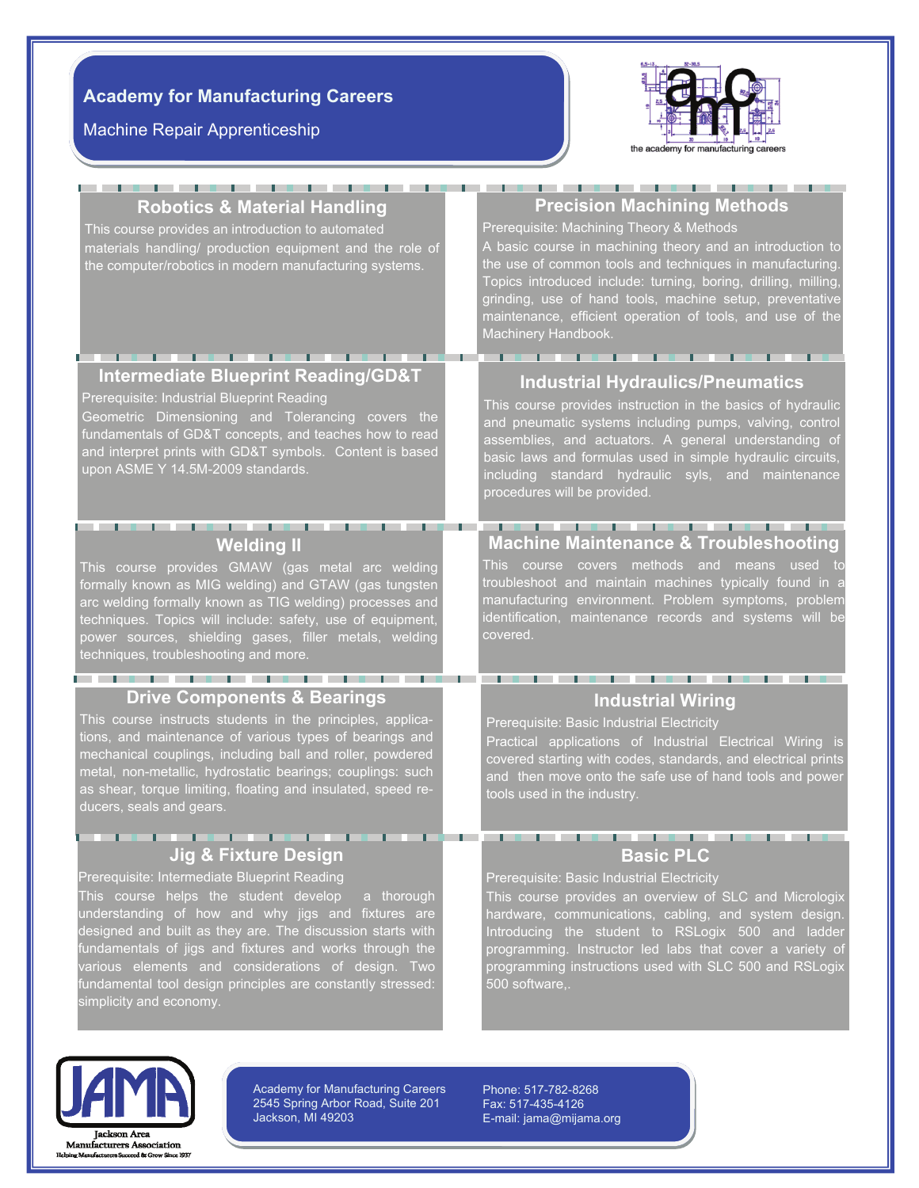# Academy for Manufacturing Careers

Machine Repair Apprenticeship

the academy for manufacturing careers

## Robotics & Material Handling

This course provides an introduction to automated materials handling/ production equipment and the role of the computer/robotics in modern manufacturing systems.

## Precision Machining Methods

Prerequisite: Machining Theory & Methods

A basic course in machining theory and an introduction to the use of common tools and techniques in manufacturing. Topics introduced include: turning, boring, drilling, milling, grinding, use of hand tools, machine setup, preventative maintenance, efficient operation of tools, and use of the Machinery Handbook.

## Intermediate Blueprint Reading/GD&T

Prerequisite: Industrial Blueprint Reading

Geometric Dimensioning and Tolerancing covers the fundamentals of GD&T concepts, and teaches how to read and interpret prints with GD&T symbols. Content is based upon ASME Y 14.5M-2009 standards.

## Industrial Hydraulics/Pneumatics

This course provides instruction in the basics of hydraulic and pneumatic systems including pumps, valving, control assemblies, and actuators. A general understanding of basic laws and formulas used in simple hydraulic circuits, including standard hydraulic syls, and maintenance procedures will be provided.

## Welding II

This course provides GMAW (gas metal arc welding formally known as MIG welding) and GTAW (gas tungsten arc welding formally known as TIG welding) processes and techniques. Topics will include: safety, use of equipment, power sources, shielding gases, filler metals, welding techniques, troubleshooting and more.

## Machine Maintenance & Troubleshooting

This course covers methods and means used to troubleshoot and maintain machines typically found in a manufacturing environment. Problem symptoms, problem identification, maintenance records and systems will be covered.

## Drive Components & Bearings

This course instructs students in the principles, applications, and maintenance of various types of bearings and mechanical couplings, including ball and roller, powdered metal, non-metallic, hydrostatic bearings; couplings: such as shear, torque limiting, floating and insulated, speed reducers, seals and gears.

## Industrial Wiring

Prerequisite: Basic Industrial Electricity

Practical applications of Industrial Electrical Wiring is covered starting with codes, standards, and electrical prints and then move onto the safe use of hand tools and power tools used in the industry.

## Jig & Fixture Design

Prerequisite: Intermediate Blueprint Reading

This course helps the student develop a thorough understanding of how and why jigs and fixtures are designed and built as they are. The discussion starts with fundamentals of jigs and fixtures and works through the various elements and considerations of design. Two fundamental tool design principles are constantly stressed: simplicity and economy.

## Basic PLC

Prerequisite: Basic Industrial Electricity

This course provides an overview of SLC and Micrologix hardware, communications, cabling, and system design. Introducing the student to RSLogix 500 and ladder programming. Instructor led labs that cover a variety of programming instructions used with SLC 500 and RSLogix 500 software,.

JAMA
Jackson Area Manufacturers Association
Helping Manufacturers Succeed & Grow Since 1937

Academy for Manufacturing Careers
2545 Spring Arbor Road, Suite 201
Jackson, MI 49203

Phone: 517-782-8268
Fax: 517-435-4126
E-mail: jama@mijama.org